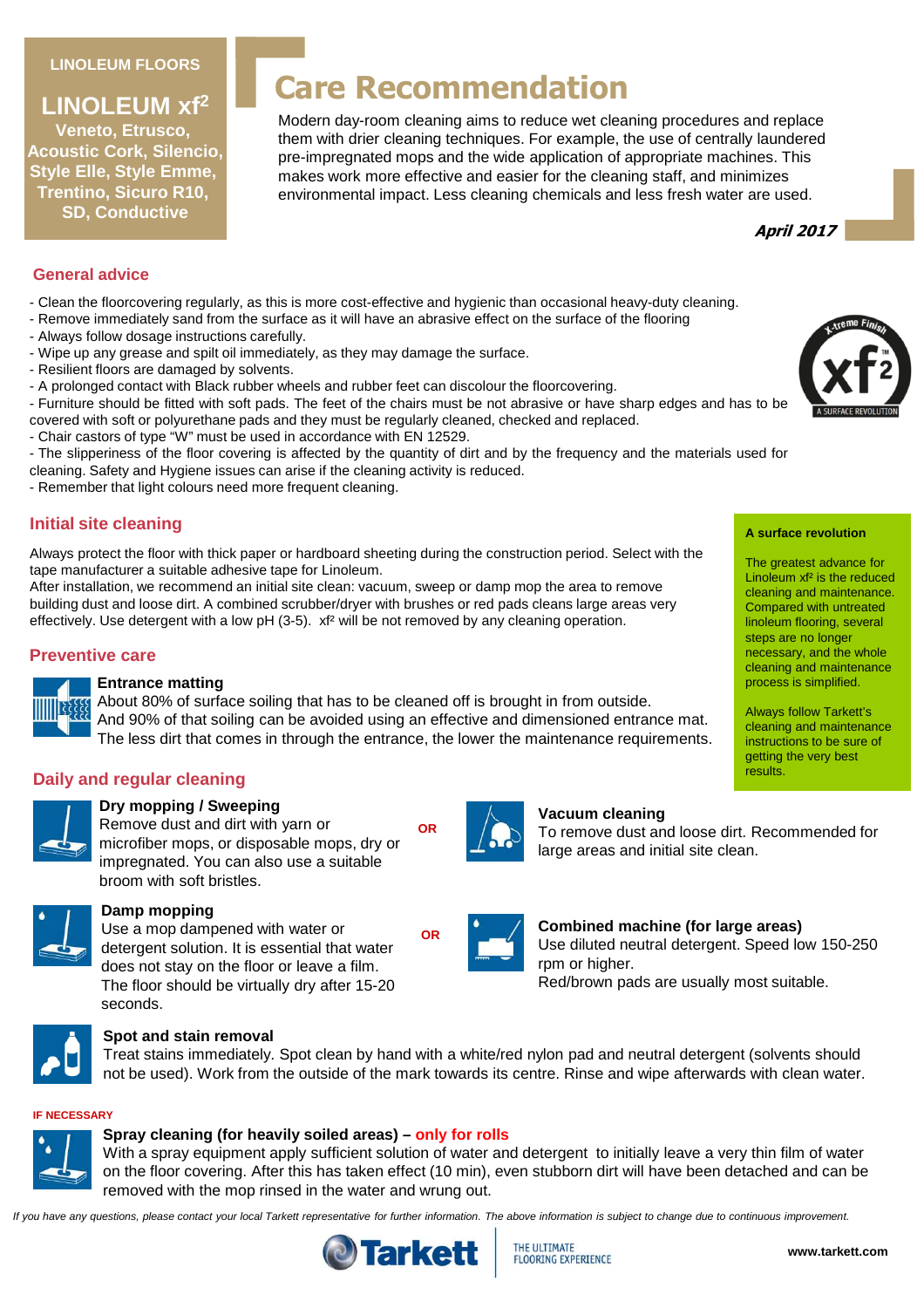LINOLEUM FLOORS

**LINOLEUM xf²**

**Veneto, Etrusco, Acoustic Cork, Silencio, Style Elle, Style Emme, Trentino, Sicuro R10, SD, Conductive**

# Care Recommendation

Modern day-room cleaning aims to reduce wet cleaning procedures and replace them with drier cleaning techniques. For example, the use of centrally laundered pre-impregnated mops and the wide application of appropriate machines. This makes work more effective and easier for the cleaning staff, and minimizes environmental impact. Less cleaning chemicals and less fresh water are used.

***April 2017***

## General advice

- Clean the floorcovering regularly, as this is more cost-effective and hygienic than occasional heavy-duty cleaning.
- Remove immediately sand from the surface as it will have an abrasive effect on the surface of the flooring
- Always follow dosage instructions carefully.
- Wipe up any grease and spilt oil immediately, as they may damage the surface.
- Resilient floors are damaged by solvents.
- A prolonged contact with Black rubber wheels and rubber feet can discolour the floorcovering.
- Furniture should be fitted with soft pads. The feet of the chairs must be not abrasive or have sharp edges and has to be covered with soft or polyurethane pads and they must be regularly cleaned, checked and replaced.
- Chair castors of type "W" must be used in accordance with EN 12529.
- The slipperiness of the floor covering is affected by the quantity of dirt and by the frequency and the materials used for cleaning. Safety and Hygiene issues can arise if the cleaning activity is reduced.
- Remember that light colours need more frequent cleaning.

## Initial site cleaning

Always protect the floor with thick paper or hardboard sheeting during the construction period. Select with the tape manufacturer a suitable adhesive tape for Linoleum.
After installation, we recommend an initial site clean: vacuum, sweep or damp mop the area to remove building dust and loose dirt. A combined scrubber/dryer with brushes or red pads cleans large areas very effectively. Use detergent with a low pH (3-5). xf² will be not removed by any cleaning operation.

**A surface revolution**

The greatest advance for Linoleum xf² is the reduced cleaning and maintenance. Compared with untreated linoleum flooring, several steps are no longer necessary, and the whole cleaning and maintenance process is simplified.

Always follow Tarkett's cleaning and maintenance instructions to be sure of getting the very best results.

## Preventive care

### Entrance matting

About 80% of surface soiling that has to be cleaned off is brought in from outside.
And 90% of that soiling can be avoided using an effective and dimensioned entrance mat.
The less dirt that comes in through the entrance, the lower the maintenance requirements.

## Daily and regular cleaning

### Dry mopping / Sweeping

Remove dust and dirt with yarn or microfiber mops, or disposable mops, dry or impregnated. You can also use a suitable broom with soft bristles.

**OR**

### Vacuum cleaning

To remove dust and loose dirt. Recommended for large areas and initial site clean.

### Damp mopping

Use a mop dampened with water or detergent solution. It is essential that water does not stay on the floor or leave a film. The floor should be virtually dry after 15-20 seconds.

**OR**

### Combined machine (for large areas)

Use diluted neutral detergent. Speed low 150-250 rpm or higher.
Red/brown pads are usually most suitable.

### Spot and stain removal

Treat stains immediately. Spot clean by hand with a white/red nylon pad and neutral detergent (solvents should not be used). Work from the outside of the mark towards its centre. Rinse and wipe afterwards with clean water.

**IF NECESSARY**

### Spray cleaning (for heavily soiled areas) – only for rolls

With a spray equipment apply sufficient solution of water and detergent to initially leave a very thin film of water on the floor covering. After this has taken effect (10 min), even stubborn dirt will have been detached and can be removed with the mop rinsed in the water and wrung out.

*If you have any questions, please contact your local Tarkett representative for further information. The above information is subject to change due to continuous improvement.*

Tarkett — THE ULTIMATE FLOORING EXPERIENCE

www.tarkett.com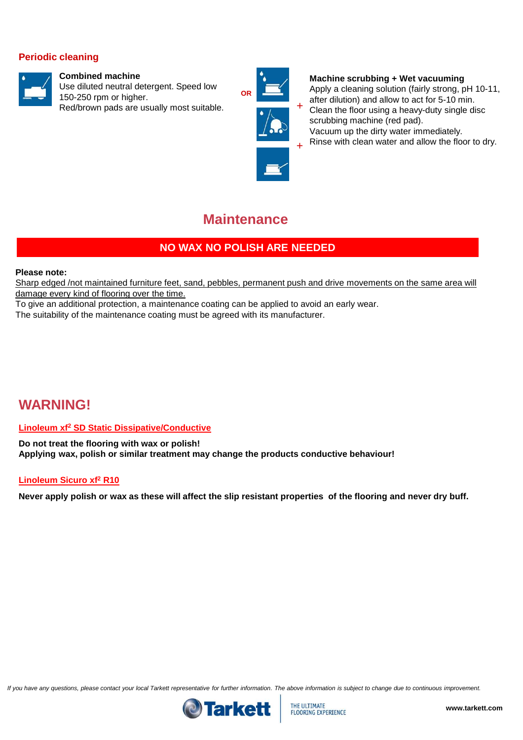## Periodic cleaning

**Combined machine**
Use diluted neutral detergent. Speed low 150-250 rpm or higher.
Red/brown pads are usually most suitable.

OR

**Machine scrubbing + Wet vacuuming**
Apply a cleaning solution (fairly strong, pH 10-11, after dilution) and allow to act for 5-10 min.
+
Clean the floor using a heavy-duty single disc scrubbing machine (red pad).
Vacuum up the dirty water immediately.
+
Rinse with clean water and allow the floor to dry.

## Maintenance

**NO WAX NO POLISH ARE NEEDED**

**Please note:**
Sharp edged /not maintained furniture feet, sand, pebbles, permanent push and drive movements on the same area will damage every kind of flooring over the time.
To give an additional protection, a maintenance coating can be applied to avoid an early wear.
The suitability of the maintenance coating must be agreed with its manufacturer.

## WARNING!

**Linoleum xf² SD Static Dissipative/Conductive**

**Do not treat the flooring with wax or polish!**
**Applying wax, polish or similar treatment may change the products conductive behaviour!**

**Linoleum Sicuro xf² R10**

**Never apply polish or wax as these will affect the slip resistant properties of the flooring and never dry buff.**

*If you have any questions, please contact your local Tarkett representative for further information. The above information is subject to change due to continuous improvement.*

Tarkett | THE ULTIMATE FLOORING EXPERIENCE

**www.tarkett.com**